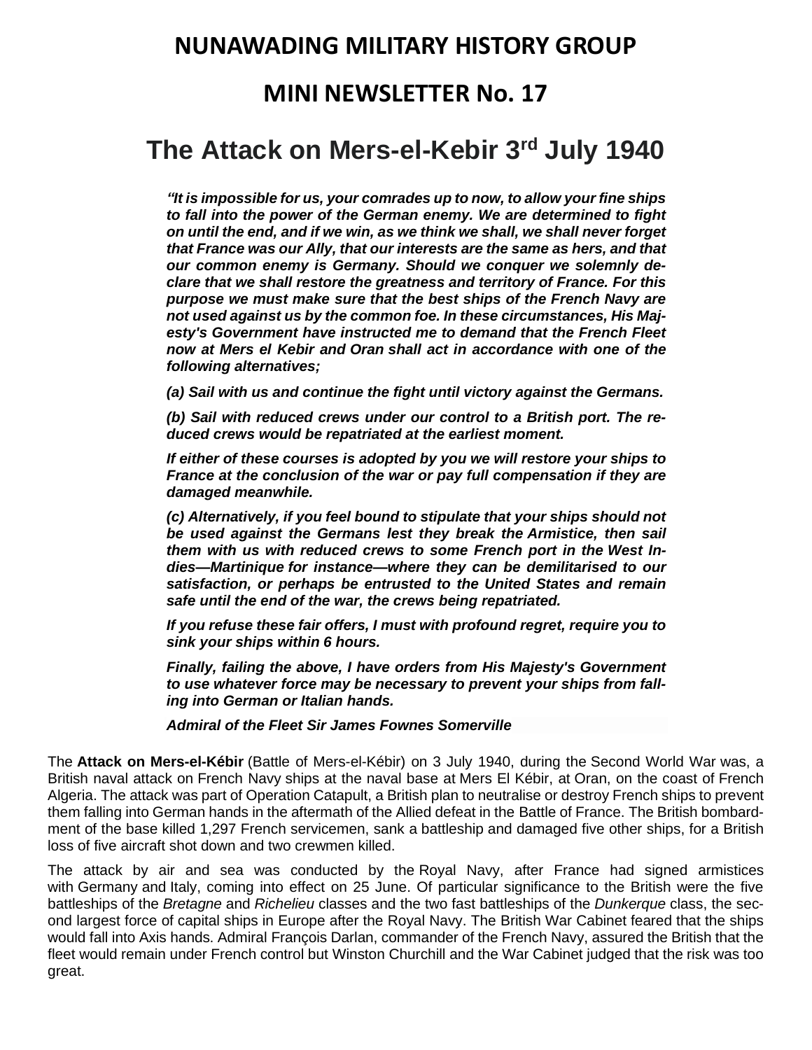# NUNAWADING MILITARY HISTORY GROUP

## MINI NEWSLETTER No. 17

# The Attack on Mers-el-Kebir 3rd July 1940

> ***"It is impossible for us, your comrades up to now, to allow your fine ships to fall into the power of the German enemy. We are determined to fight on until the end, and if we win, as we think we shall, we shall never forget that France was our Ally, that our interests are the same as hers, and that our common enemy is Germany. Should we conquer we solemnly declare that we shall restore the greatness and territory of France. For this purpose we must make sure that the best ships of the French Navy are not used against us by the common foe. In these circumstances, His Majesty's Government have instructed me to demand that the French Fleet now at Mers el Kebir and Oran shall act in accordance with one of the following alternatives;***
>
> ***(a) Sail with us and continue the fight until victory against the Germans.***
>
> ***(b) Sail with reduced crews under our control to a British port. The reduced crews would be repatriated at the earliest moment.***
>
> ***If either of these courses is adopted by you we will restore your ships to France at the conclusion of the war or pay full compensation if they are damaged meanwhile.***
>
> ***(c) Alternatively, if you feel bound to stipulate that your ships should not be used against the Germans lest they break the Armistice, then sail them with us with reduced crews to some French port in the West Indies—Martinique for instance—where they can be demilitarised to our satisfaction, or perhaps be entrusted to the United States and remain safe until the end of the war, the crews being repatriated.***
>
> ***If you refuse these fair offers, I must with profound regret, require you to sink your ships within 6 hours.***
>
> ***Finally, failing the above, I have orders from His Majesty's Government to use whatever force may be necessary to prevent your ships from falling into German or Italian hands.***
>
> ***Admiral of the Fleet Sir James Fownes Somerville***

The **Attack on Mers-el-Kébir** (Battle of Mers-el-Kébir) on 3 July 1940, during the Second World War was, a British naval attack on French Navy ships at the naval base at Mers El Kébir, at Oran, on the coast of French Algeria. The attack was part of Operation Catapult, a British plan to neutralise or destroy French ships to prevent them falling into German hands in the aftermath of the Allied defeat in the Battle of France. The British bombardment of the base killed 1,297 French servicemen, sank a battleship and damaged five other ships, for a British loss of five aircraft shot down and two crewmen killed.

The attack by air and sea was conducted by the Royal Navy, after France had signed armistices with Germany and Italy, coming into effect on 25 June. Of particular significance to the British were the five battleships of the *Bretagne* and *Richelieu* classes and the two fast battleships of the *Dunkerque* class, the second largest force of capital ships in Europe after the Royal Navy. The British War Cabinet feared that the ships would fall into Axis hands. Admiral François Darlan, commander of the French Navy, assured the British that the fleet would remain under French control but Winston Churchill and the War Cabinet judged that the risk was too great.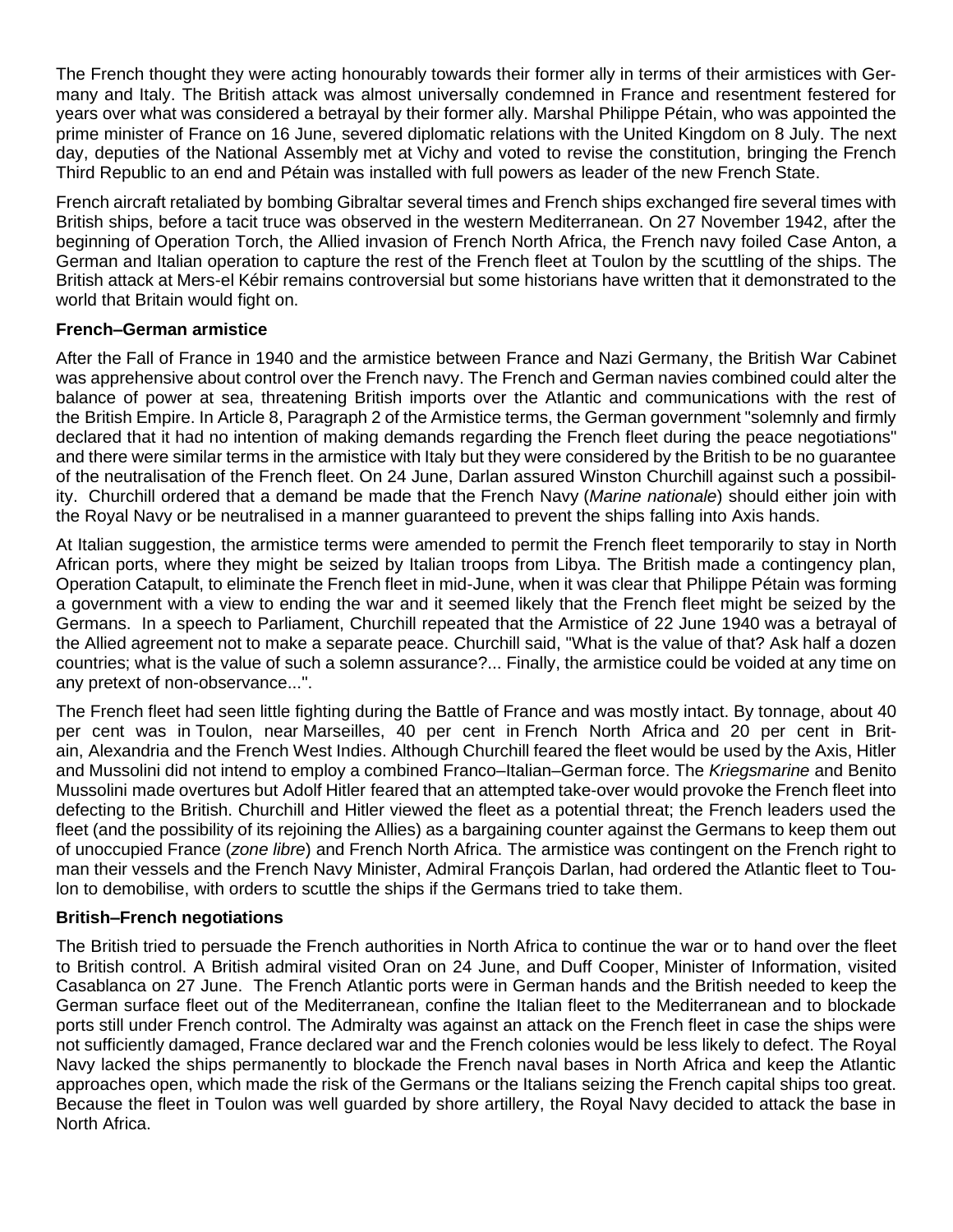The French thought they were acting honourably towards their former ally in terms of their armistices with Germany and Italy. The British attack was almost universally condemned in France and resentment festered for years over what was considered a betrayal by their former ally. Marshal Philippe Pétain, who was appointed the prime minister of France on 16 June, severed diplomatic relations with the United Kingdom on 8 July. The next day, deputies of the National Assembly met at Vichy and voted to revise the constitution, bringing the French Third Republic to an end and Pétain was installed with full powers as leader of the new French State.

French aircraft retaliated by bombing Gibraltar several times and French ships exchanged fire several times with British ships, before a tacit truce was observed in the western Mediterranean. On 27 November 1942, after the beginning of Operation Torch, the Allied invasion of French North Africa, the French navy foiled Case Anton, a German and Italian operation to capture the rest of the French fleet at Toulon by the scuttling of the ships. The British attack at Mers-el Kébir remains controversial but some historians have written that it demonstrated to the world that Britain would fight on.

**French–German armistice**

After the Fall of France in 1940 and the armistice between France and Nazi Germany, the British War Cabinet was apprehensive about control over the French navy. The French and German navies combined could alter the balance of power at sea, threatening British imports over the Atlantic and communications with the rest of the British Empire. In Article 8, Paragraph 2 of the Armistice terms, the German government "solemnly and firmly declared that it had no intention of making demands regarding the French fleet during the peace negotiations" and there were similar terms in the armistice with Italy but they were considered by the British to be no guarantee of the neutralisation of the French fleet. On 24 June, Darlan assured Winston Churchill against such a possibility. Churchill ordered that a demand be made that the French Navy (*Marine nationale*) should either join with the Royal Navy or be neutralised in a manner guaranteed to prevent the ships falling into Axis hands.

At Italian suggestion, the armistice terms were amended to permit the French fleet temporarily to stay in North African ports, where they might be seized by Italian troops from Libya. The British made a contingency plan, Operation Catapult, to eliminate the French fleet in mid-June, when it was clear that Philippe Pétain was forming a government with a view to ending the war and it seemed likely that the French fleet might be seized by the Germans. In a speech to Parliament, Churchill repeated that the Armistice of 22 June 1940 was a betrayal of the Allied agreement not to make a separate peace. Churchill said, "What is the value of that? Ask half a dozen countries; what is the value of such a solemn assurance?... Finally, the armistice could be voided at any time on any pretext of non-observance...".

The French fleet had seen little fighting during the Battle of France and was mostly intact. By tonnage, about 40 per cent was in Toulon, near Marseilles, 40 per cent in French North Africa and 20 per cent in Britain, Alexandria and the French West Indies. Although Churchill feared the fleet would be used by the Axis, Hitler and Mussolini did not intend to employ a combined Franco–Italian–German force. The *Kriegsmarine* and Benito Mussolini made overtures but Adolf Hitler feared that an attempted take-over would provoke the French fleet into defecting to the British. Churchill and Hitler viewed the fleet as a potential threat; the French leaders used the fleet (and the possibility of its rejoining the Allies) as a bargaining counter against the Germans to keep them out of unoccupied France (*zone libre*) and French North Africa. The armistice was contingent on the French right to man their vessels and the French Navy Minister, Admiral François Darlan, had ordered the Atlantic fleet to Toulon to demobilise, with orders to scuttle the ships if the Germans tried to take them.

**British–French negotiations**

The British tried to persuade the French authorities in North Africa to continue the war or to hand over the fleet to British control. A British admiral visited Oran on 24 June, and Duff Cooper, Minister of Information, visited Casablanca on 27 June. The French Atlantic ports were in German hands and the British needed to keep the German surface fleet out of the Mediterranean, confine the Italian fleet to the Mediterranean and to blockade ports still under French control. The Admiralty was against an attack on the French fleet in case the ships were not sufficiently damaged, France declared war and the French colonies would be less likely to defect. The Royal Navy lacked the ships permanently to blockade the French naval bases in North Africa and keep the Atlantic approaches open, which made the risk of the Germans or the Italians seizing the French capital ships too great. Because the fleet in Toulon was well guarded by shore artillery, the Royal Navy decided to attack the base in North Africa.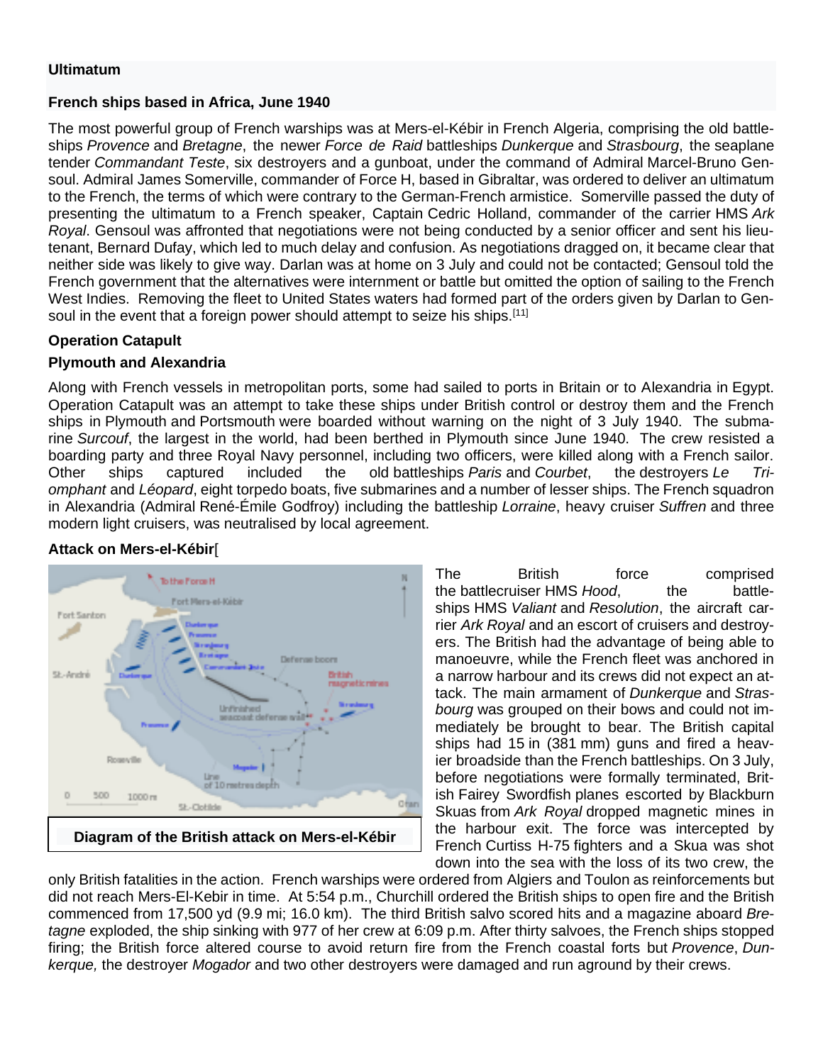**Ultimatum**

**French ships based in Africa, June 1940**

The most powerful group of French warships was at Mers-el-Kébir in French Algeria, comprising the old battleships *Provence* and *Bretagne*, the newer *Force de Raid* battleships *Dunkerque* and *Strasbourg*, the seaplane tender *Commandant Teste*, six destroyers and a gunboat, under the command of Admiral Marcel-Bruno Gensoul. Admiral James Somerville, commander of Force H, based in Gibraltar, was ordered to deliver an ultimatum to the French, the terms of which were contrary to the German-French armistice. Somerville passed the duty of presenting the ultimatum to a French speaker, Captain Cedric Holland, commander of the carrier HMS *Ark Royal*. Gensoul was affronted that negotiations were not being conducted by a senior officer and sent his lieutenant, Bernard Dufay, which led to much delay and confusion. As negotiations dragged on, it became clear that neither side was likely to give way. Darlan was at home on 3 July and could not be contacted; Gensoul told the French government that the alternatives were internment or battle but omitted the option of sailing to the French West Indies. Removing the fleet to United States waters had formed part of the orders given by Darlan to Gensoul in the event that a foreign power should attempt to seize his ships.[11]

**Operation Catapult**

**Plymouth and Alexandria**

Along with French vessels in metropolitan ports, some had sailed to ports in Britain or to Alexandria in Egypt. Operation Catapult was an attempt to take these ships under British control or destroy them and the French ships in Plymouth and Portsmouth were boarded without warning on the night of 3 July 1940. The submarine *Surcouf*, the largest in the world, had been berthed in Plymouth since June 1940. The crew resisted a boarding party and three Royal Navy personnel, including two officers, were killed along with a French sailor. Other ships captured included the old battleships *Paris* and *Courbet*, the destroyers *Le Triomphant* and *Léopard*, eight torpedo boats, five submarines and a number of lesser ships. The French squadron in Alexandria (Admiral René-Émile Godfroy) including the battleship *Lorraine*, heavy cruiser *Suffren* and three modern light cruisers, was neutralised by local agreement.

**Attack on Mers-el-Kébir**[

**Diagram of the British attack on Mers-el-Kébir**

The British force comprised the battlecruiser HMS *Hood*, the battleships HMS *Valiant* and *Resolution*, the aircraft carrier *Ark Royal* and an escort of cruisers and destroyers. The British had the advantage of being able to manoeuvre, while the French fleet was anchored in a narrow harbour and its crews did not expect an attack. The main armament of *Dunkerque* and *Strasbourg* was grouped on their bows and could not immediately be brought to bear. The British capital ships had 15 in (381 mm) guns and fired a heavier broadside than the French battleships. On 3 July, before negotiations were formally terminated, British Fairey Swordfish planes escorted by Blackburn Skuas from *Ark Royal* dropped magnetic mines in the harbour exit. The force was intercepted by French Curtiss H-75 fighters and a Skua was shot down into the sea with the loss of its two crew, the only British fatalities in the action. French warships were ordered from Algiers and Toulon as reinforcements but did not reach Mers-El-Kebir in time. At 5:54 p.m., Churchill ordered the British ships to open fire and the British commenced from 17,500 yd (9.9 mi; 16.0 km). The third British salvo scored hits and a magazine aboard *Bretagne* exploded, the ship sinking with 977 of her crew at 6:09 p.m. After thirty salvoes, the French ships stopped firing; the British force altered course to avoid return fire from the French coastal forts but *Provence*, *Dunkerque,* the destroyer *Mogador* and two other destroyers were damaged and run aground by their crews.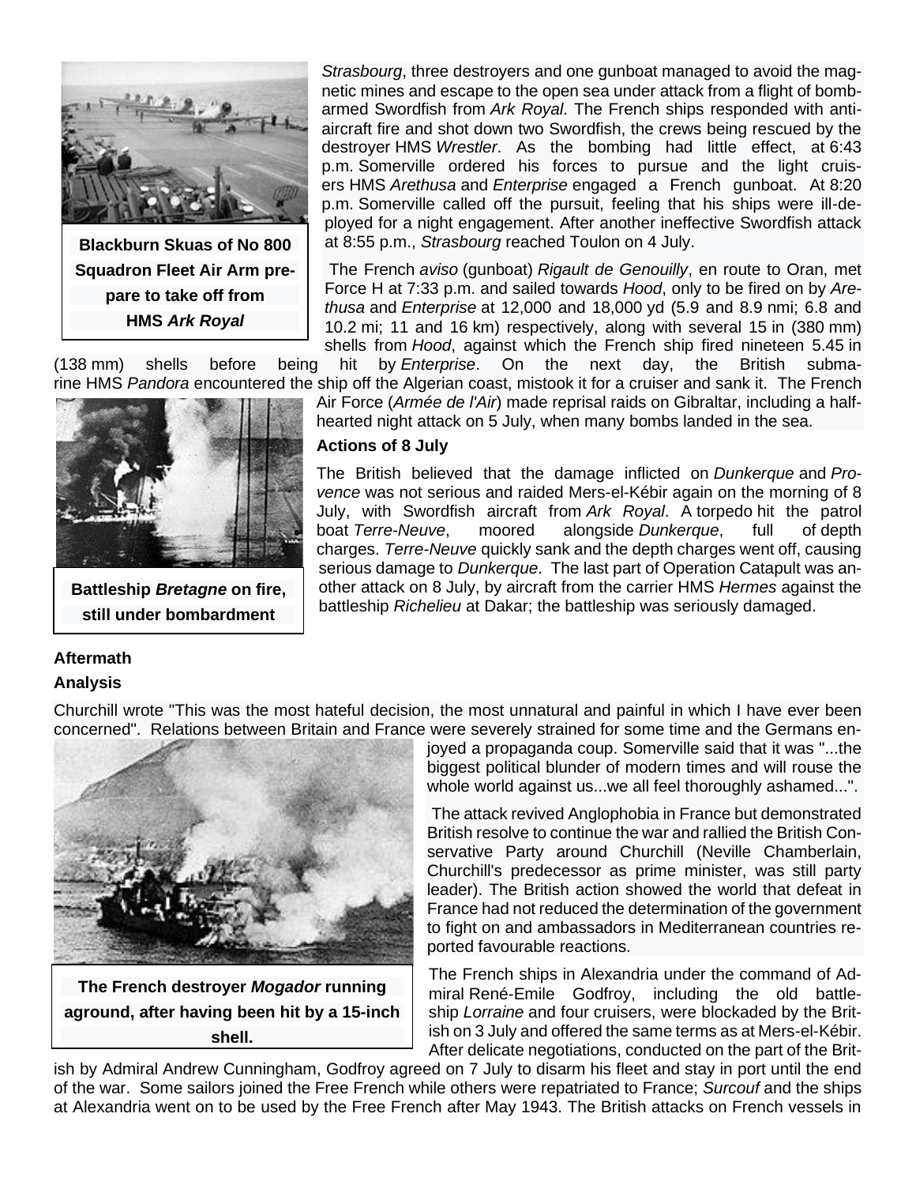*Strasbourg*, three destroyers and one gunboat managed to avoid the magnetic mines and escape to the open sea under attack from a flight of bomb-armed Swordfish from *Ark Royal*. The French ships responded with anti-aircraft fire and shot down two Swordfish, the crews being rescued by the destroyer HMS *Wrestler*. As the bombing had little effect, at 6:43 p.m. Somerville ordered his forces to pursue and the light cruisers HMS *Arethusa* and *Enterprise* engaged a French gunboat. At 8:20 p.m. Somerville called off the pursuit, feeling that his ships were ill-deployed for a night engagement. After another ineffective Swordfish attack at 8:55 p.m., *Strasbourg* reached Toulon on 4 July.

**Blackburn Skuas of No 800 Squadron Fleet Air Arm prepare to take off from HMS *Ark Royal***

The French *aviso* (gunboat) *Rigault de Genouilly*, en route to Oran, met Force H at 7:33 p.m. and sailed towards *Hood*, only to be fired on by *Arethusa* and *Enterprise* at 12,000 and 18,000 yd (5.9 and 8.9 nmi; 6.8 and 10.2 mi; 11 and 16 km) respectively, along with several 15 in (380 mm) shells from *Hood*, against which the French ship fired nineteen 5.45 in (138 mm) shells before being hit by *Enterprise*. On the next day, the British submarine HMS *Pandora* encountered the ship off the Algerian coast, mistook it for a cruiser and sank it. The French Air Force (*Armée de l'Air*) made reprisal raids on Gibraltar, including a half-hearted night attack on 5 July, when many bombs landed in the sea.

**Actions of 8 July**

The British believed that the damage inflicted on *Dunkerque* and *Provence* was not serious and raided Mers-el-Kébir again on the morning of 8 July, with Swordfish aircraft from *Ark Royal*. A torpedo hit the patrol boat *Terre-Neuve*, moored alongside *Dunkerque*, full of depth charges. *Terre-Neuve* quickly sank and the depth charges went off, causing serious damage to *Dunkerque*. The last part of Operation Catapult was another attack on 8 July, by aircraft from the carrier HMS *Hermes* against the battleship *Richelieu* at Dakar; the battleship was seriously damaged.

**Battleship *Bretagne* on fire, still under bombardment**

**Aftermath**

**Analysis**

Churchill wrote "This was the most hateful decision, the most unnatural and painful in which I have ever been concerned". Relations between Britain and France were severely strained for some time and the Germans enjoyed a propaganda coup. Somerville said that it was "...the biggest political blunder of modern times and will rouse the whole world against us...we all feel thoroughly ashamed...".

The attack revived Anglophobia in France but demonstrated British resolve to continue the war and rallied the British Conservative Party around Churchill (Neville Chamberlain, Churchill's predecessor as prime minister, was still party leader). The British action showed the world that defeat in France had not reduced the determination of the government to fight on and ambassadors in Mediterranean countries reported favourable reactions.

**The French destroyer *Mogador* running aground, after having been hit by a 15-inch shell.**

The French ships in Alexandria under the command of Admiral René-Emile Godfroy, including the old battleship *Lorraine* and four cruisers, were blockaded by the British on 3 July and offered the same terms as at Mers-el-Kébir. After delicate negotiations, conducted on the part of the British by Admiral Andrew Cunningham, Godfroy agreed on 7 July to disarm his fleet and stay in port until the end of the war. Some sailors joined the Free French while others were repatriated to France; *Surcouf* and the ships at Alexandria went on to be used by the Free French after May 1943. The British attacks on French vessels in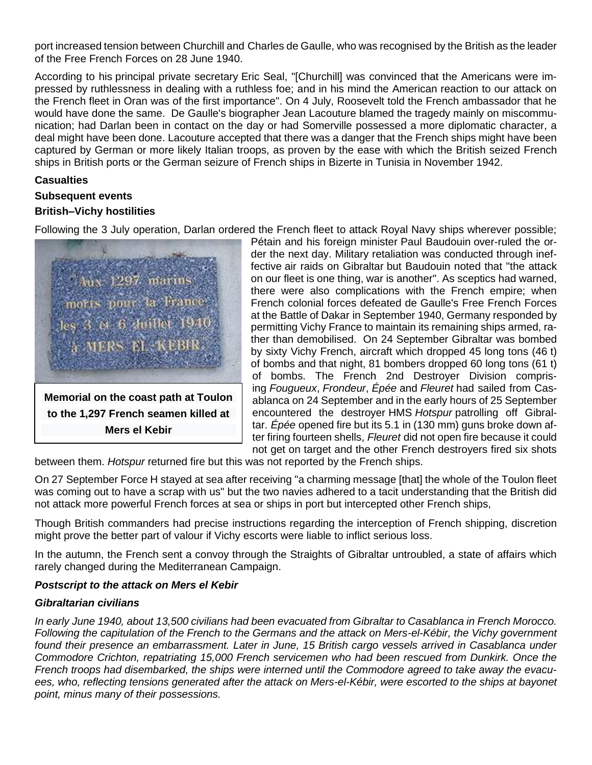port increased tension between Churchill and Charles de Gaulle, who was recognised by the British as the leader of the Free French Forces on 28 June 1940.

According to his principal private secretary Eric Seal, "[Churchill] was convinced that the Americans were impressed by ruthlessness in dealing with a ruthless foe; and in his mind the American reaction to our attack on the French fleet in Oran was of the first importance". On 4 July, Roosevelt told the French ambassador that he would have done the same. De Gaulle's biographer Jean Lacouture blamed the tragedy mainly on miscommunication; had Darlan been in contact on the day or had Somerville possessed a more diplomatic character, a deal might have been done. Lacouture accepted that there was a danger that the French ships might have been captured by German or more likely Italian troops, as proven by the ease with which the British seized French ships in British ports or the German seizure of French ships in Bizerte in Tunisia in November 1942.

**Casualties**

**Subsequent events**

**British–Vichy hostilities**

Following the 3 July operation, Darlan ordered the French fleet to attack Royal Navy ships wherever possible; Pétain and his foreign minister Paul Baudouin over-ruled the order the next day. Military retaliation was conducted through ineffective air raids on Gibraltar but Baudouin noted that "the attack on our fleet is one thing, war is another". As sceptics had warned, there were also complications with the French empire; when French colonial forces defeated de Gaulle's Free French Forces at the Battle of Dakar in September 1940, Germany responded by permitting Vichy France to maintain its remaining ships armed, rather than demobilised. On 24 September Gibraltar was bombed by sixty Vichy French, aircraft which dropped 45 long tons (46 t) of bombs and that night, 81 bombers dropped 60 long tons (61 t) of bombs. The French 2nd Destroyer Division comprising *Fougueux*, *Frondeur*, *Épée* and *Fleuret* had sailed from Casablanca on 24 September and in the early hours of 25 September encountered the destroyer HMS *Hotspur* patrolling off Gibraltar. *Épée* opened fire but its 5.1 in (130 mm) guns broke down after firing fourteen shells, *Fleuret* did not open fire because it could not get on target and the other French destroyers fired six shots between them. *Hotspur* returned fire but this was not reported by the French ships.

"Aux 1297 marins morts pour la France les 3 et 6 juillet 1940 à MERS EL-KEBIR."

**Memorial on the coast path at Toulon to the 1,297 French seamen killed at Mers el Kebir**

On 27 September Force H stayed at sea after receiving "a charming message [that] the whole of the Toulon fleet was coming out to have a scrap with us" but the two navies adhered to a tacit understanding that the British did not attack more powerful French forces at sea or ships in port but intercepted other French ships,

Though British commanders had precise instructions regarding the interception of French shipping, discretion might prove the better part of valour if Vichy escorts were liable to inflict serious loss.

In the autumn, the French sent a convoy through the Straights of Gibraltar untroubled, a state of affairs which rarely changed during the Mediterranean Campaign.

***Postscript to the attack on Mers el Kebir***

***Gibraltarian civilians***

*In early June 1940, about 13,500 civilians had been evacuated from Gibraltar to Casablanca in French Morocco. Following the capitulation of the French to the Germans and the attack on Mers-el-Kébir, the Vichy government found their presence an embarrassment. Later in June, 15 British cargo vessels arrived in Casablanca under Commodore Crichton, repatriating 15,000 French servicemen who had been rescued from Dunkirk. Once the French troops had disembarked, the ships were interned until the Commodore agreed to take away the evacuees, who, reflecting tensions generated after the attack on Mers-el-Kébir, were escorted to the ships at bayonet point, minus many of their possessions.*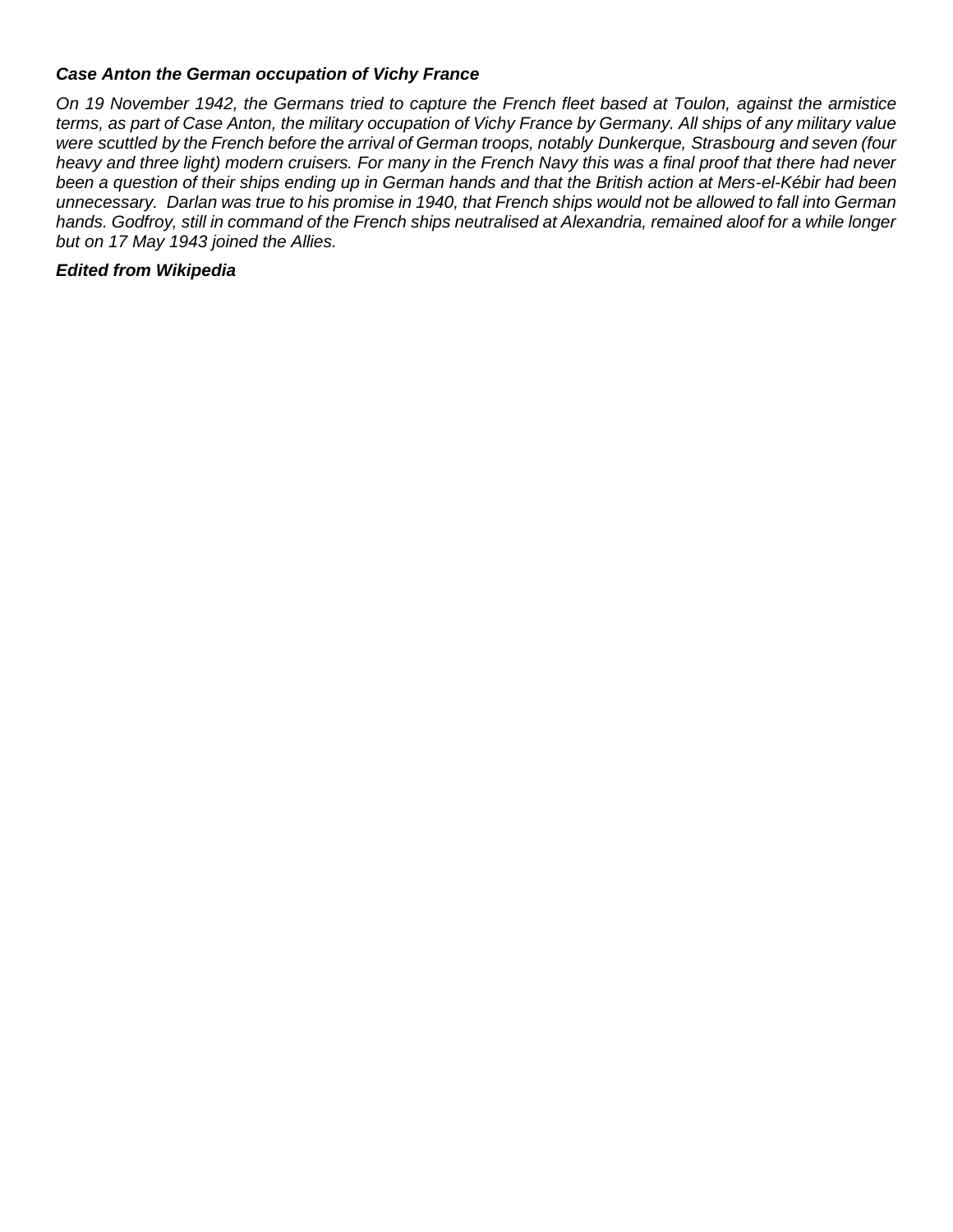***Case Anton the German occupation of Vichy France***

*On 19 November 1942, the Germans tried to capture the French fleet based at Toulon, against the armistice terms, as part of Case Anton, the military occupation of Vichy France by Germany. All ships of any military value were scuttled by the French before the arrival of German troops, notably Dunkerque, Strasbourg and seven (four heavy and three light) modern cruisers. For many in the French Navy this was a final proof that there had never been a question of their ships ending up in German hands and that the British action at Mers-el-Kébir had been unnecessary. Darlan was true to his promise in 1940, that French ships would not be allowed to fall into German hands. Godfroy, still in command of the French ships neutralised at Alexandria, remained aloof for a while longer but on 17 May 1943 joined the Allies.*

***Edited from Wikipedia***